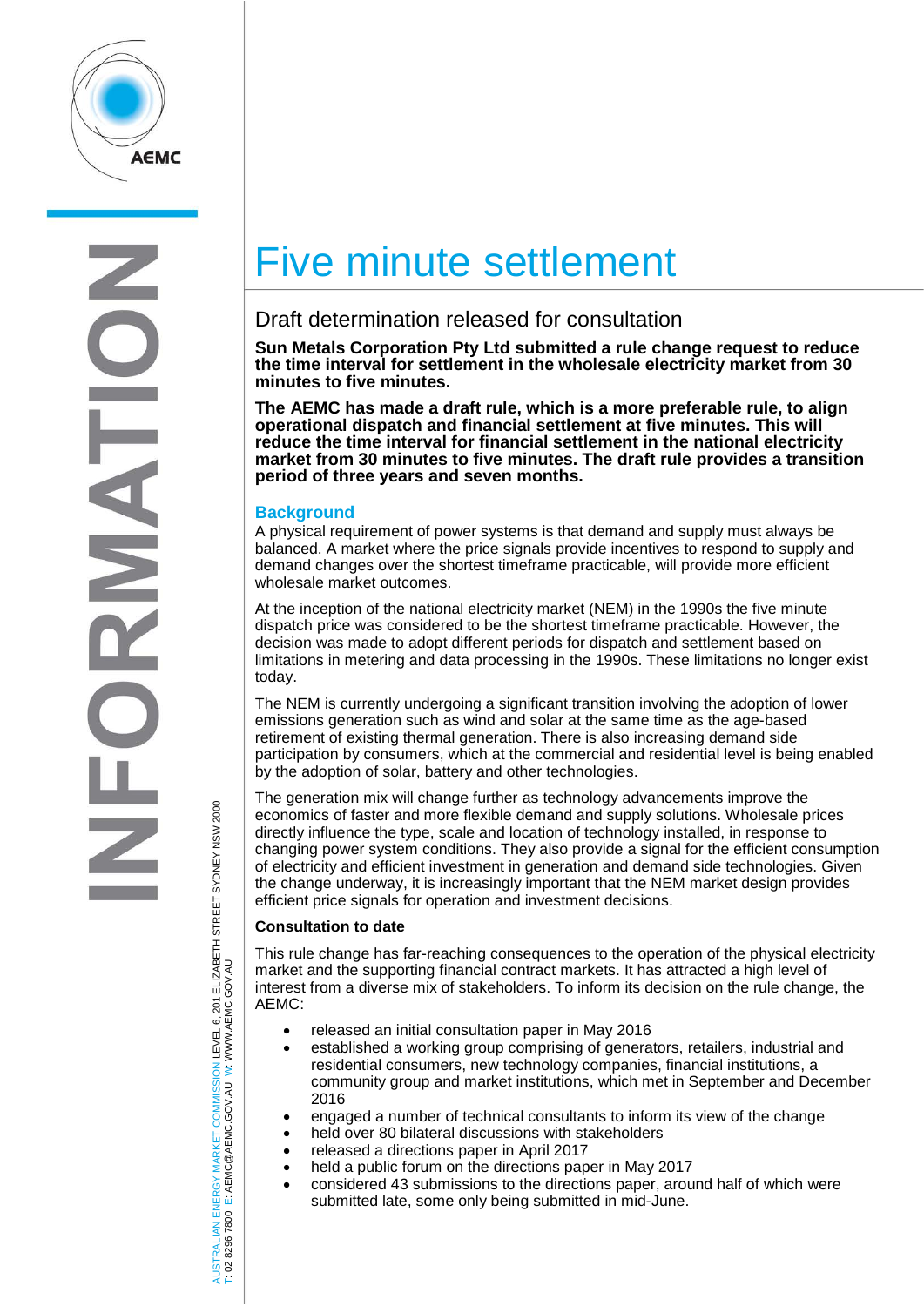# Five minute settlement

## Draft determination released for consultation

**Sun Metals Corporation Pty Ltd submitted a rule change request to reduce the time interval for settlement in the wholesale electricity market from 30 minutes to five minutes.**

**The AEMC has made a draft rule, which is a more preferable rule, to align operational dispatch and financial settlement at five minutes. This will reduce the time interval for financial settlement in the national electricity market from 30 minutes to five minutes. The draft rule provides a transition period of three years and seven months.**

### Background

A physical requirement of power systems is that demand and supply must always be balanced. A market where the price signals provide incentives to respond to supply and demand changes over the shortest timeframe practicable, will provide more efficient wholesale market outcomes.

At the inception of the national electricity market (NEM) in the 1990s the five minute dispatch price was considered to be the shortest timeframe practicable. However, the decision was made to adopt different periods for dispatch and settlement based on limitations in metering and data processing in the 1990s. These limitations no longer exist today.

The NEM is currently undergoing a significant transition involving the adoption of lower emissions generation such as wind and solar at the same time as the age-based retirement of existing thermal generation. There is also increasing demand side participation by consumers, which at the commercial and residential level is being enabled by the adoption of solar, battery and other technologies.

The generation mix will change further as technology advancements improve the economics of faster and more flexible demand and supply solutions. Wholesale prices directly influence the type, scale and location of technology installed, in response to changing power system conditions. They also provide a signal for the efficient consumption of electricity and efficient investment in generation and demand side technologies. Given the change underway, it is increasingly important that the NEM market design provides efficient price signals for operation and investment decisions.

#### Consultation to date

This rule change has far-reaching consequences to the operation of the physical electricity market and the supporting financial contract markets. It has attracted a high level of interest from a diverse mix of stakeholders. To inform its decision on the rule change, the AEMC:

- released an initial consultation paper in May 2016
- established a working group comprising of generators, retailers, industrial and residential consumers, new technology companies, financial institutions, a community group and market institutions, which met in September and December 2016
- engaged a number of technical consultants to inform its view of the change
- held over 80 bilateral discussions with stakeholders
- released a directions paper in April 2017
- held a public forum on the directions paper in May 2017
- considered 43 submissions to the directions paper, around half of which were submitted late, some only being submitted in mid-June.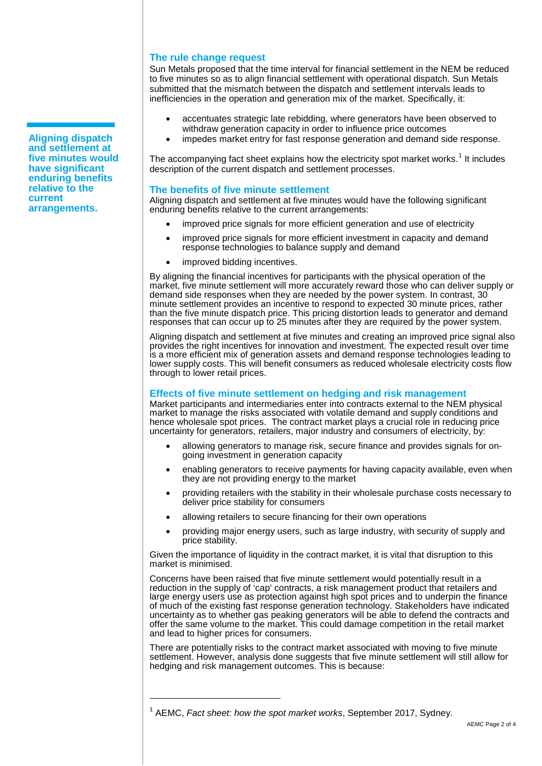## The rule change request

Sun Metals proposed that the time interval for financial settlement in the NEM be reduced to five minutes so as to align financial settlement with operational dispatch. Sun Metals submitted that the mismatch between the dispatch and settlement intervals leads to inefficiencies in the operation and generation mix of the market. Specifically, it:

- accentuates strategic late rebidding, where generators have been observed to withdraw generation capacity in order to influence price outcomes
- impedes market entry for fast response generation and demand side response.

The accompanying fact sheet explains how the electricity spot market works.[1] It includes description of the current dispatch and settlement processes.

**Aligning dispatch and settlement at five minutes would have significant enduring benefits relative to the current arrangements.**

## The benefits of five minute settlement

Aligning dispatch and settlement at five minutes would have the following significant enduring benefits relative to the current arrangements:

- improved price signals for more efficient generation and use of electricity
- improved price signals for more efficient investment in capacity and demand response technologies to balance supply and demand
- improved bidding incentives.

By aligning the financial incentives for participants with the physical operation of the market, five minute settlement will more accurately reward those who can deliver supply or demand side responses when they are needed by the power system. In contrast, 30 minute settlement provides an incentive to respond to expected 30 minute prices, rather than the five minute dispatch price. This pricing distortion leads to generator and demand responses that can occur up to 25 minutes after they are required by the power system.

Aligning dispatch and settlement at five minutes and creating an improved price signal also provides the right incentives for innovation and investment. The expected result over time is a more efficient mix of generation assets and demand response technologies leading to lower supply costs. This will benefit consumers as reduced wholesale electricity costs flow through to lower retail prices.

## Effects of five minute settlement on hedging and risk management

Market participants and intermediaries enter into contracts external to the NEM physical market to manage the risks associated with volatile demand and supply conditions and hence wholesale spot prices. The contract market plays a crucial role in reducing price uncertainty for generators, retailers, major industry and consumers of electricity, by:

- allowing generators to manage risk, secure finance and provides signals for on-going investment in generation capacity
- enabling generators to receive payments for having capacity available, even when they are not providing energy to the market
- providing retailers with the stability in their wholesale purchase costs necessary to deliver price stability for consumers
- allowing retailers to secure financing for their own operations
- providing major energy users, such as large industry, with security of supply and price stability.

Given the importance of liquidity in the contract market, it is vital that disruption to this market is minimised.

Concerns have been raised that five minute settlement would potentially result in a reduction in the supply of 'cap' contracts, a risk management product that retailers and large energy users use as protection against high spot prices and to underpin the finance of much of the existing fast response generation technology. Stakeholders have indicated uncertainty as to whether gas peaking generators will be able to defend the contracts and offer the same volume to the market. This could damage competition in the retail market and lead to higher prices for consumers.

There are potentially risks to the contract market associated with moving to five minute settlement. However, analysis done suggests that five minute settlement will still allow for hedging and risk management outcomes. This is because:

---

[1] AEMC, *Fact sheet: how the spot market works*, September 2017, Sydney.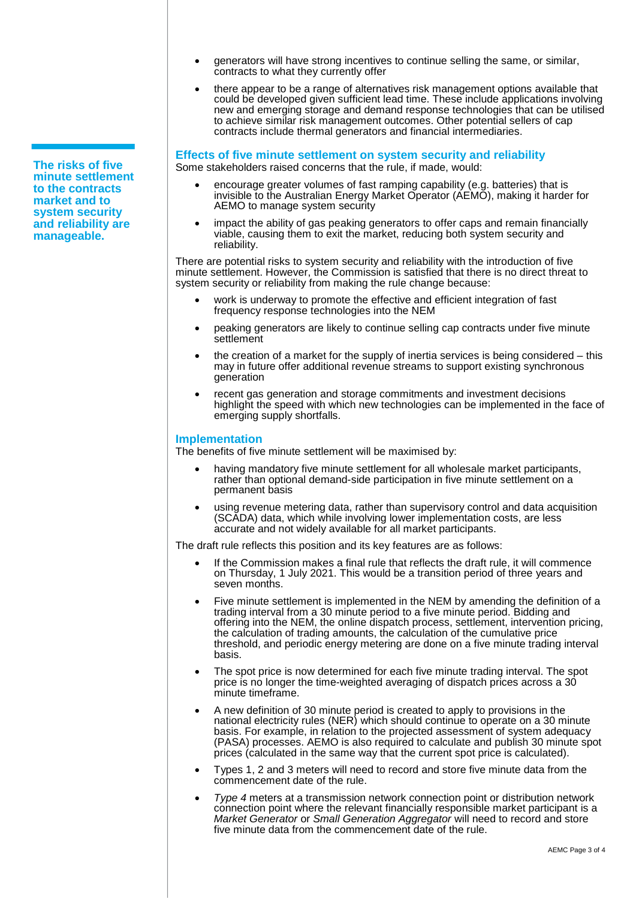- generators will have strong incentives to continue selling the same, or similar, contracts to what they currently offer
- there appear to be a range of alternatives risk management options available that could be developed given sufficient lead time. These include applications involving new and emerging storage and demand response technologies that can be utilised to achieve similar risk management outcomes. Other potential sellers of cap contracts include thermal generators and financial intermediaries.

**The risks of five minute settlement to the contracts market and to system security and reliability are manageable.**

## Effects of five minute settlement on system security and reliability

Some stakeholders raised concerns that the rule, if made, would:

- encourage greater volumes of fast ramping capability (e.g. batteries) that is invisible to the Australian Energy Market Operator (AEMO), making it harder for AEMO to manage system security
- impact the ability of gas peaking generators to offer caps and remain financially viable, causing them to exit the market, reducing both system security and reliability.

There are potential risks to system security and reliability with the introduction of five minute settlement. However, the Commission is satisfied that there is no direct threat to system security or reliability from making the rule change because:

- work is underway to promote the effective and efficient integration of fast frequency response technologies into the NEM
- peaking generators are likely to continue selling cap contracts under five minute settlement
- the creation of a market for the supply of inertia services is being considered – this may in future offer additional revenue streams to support existing synchronous generation
- recent gas generation and storage commitments and investment decisions highlight the speed with which new technologies can be implemented in the face of emerging supply shortfalls.

## Implementation

The benefits of five minute settlement will be maximised by:

- having mandatory five minute settlement for all wholesale market participants, rather than optional demand-side participation in five minute settlement on a permanent basis
- using revenue metering data, rather than supervisory control and data acquisition (SCADA) data, which while involving lower implementation costs, are less accurate and not widely available for all market participants.

The draft rule reflects this position and its key features are as follows:

- If the Commission makes a final rule that reflects the draft rule, it will commence on Thursday, 1 July 2021. This would be a transition period of three years and seven months.
- Five minute settlement is implemented in the NEM by amending the definition of a trading interval from a 30 minute period to a five minute period. Bidding and offering into the NEM, the online dispatch process, settlement, intervention pricing, the calculation of trading amounts, the calculation of the cumulative price threshold, and periodic energy metering are done on a five minute trading interval basis.
- The spot price is now determined for each five minute trading interval. The spot price is no longer the time-weighted averaging of dispatch prices across a 30 minute timeframe.
- A new definition of 30 minute period is created to apply to provisions in the national electricity rules (NER) which should continue to operate on a 30 minute basis. For example, in relation to the projected assessment of system adequacy (PASA) processes. AEMO is also required to calculate and publish 30 minute spot prices (calculated in the same way that the current spot price is calculated).
- Types 1, 2 and 3 meters will need to record and store five minute data from the commencement date of the rule.
- *Type 4* meters at a transmission network connection point or distribution network connection point where the relevant financially responsible market participant is a *Market Generator* or *Small Generation Aggregator* will need to record and store five minute data from the commencement date of the rule.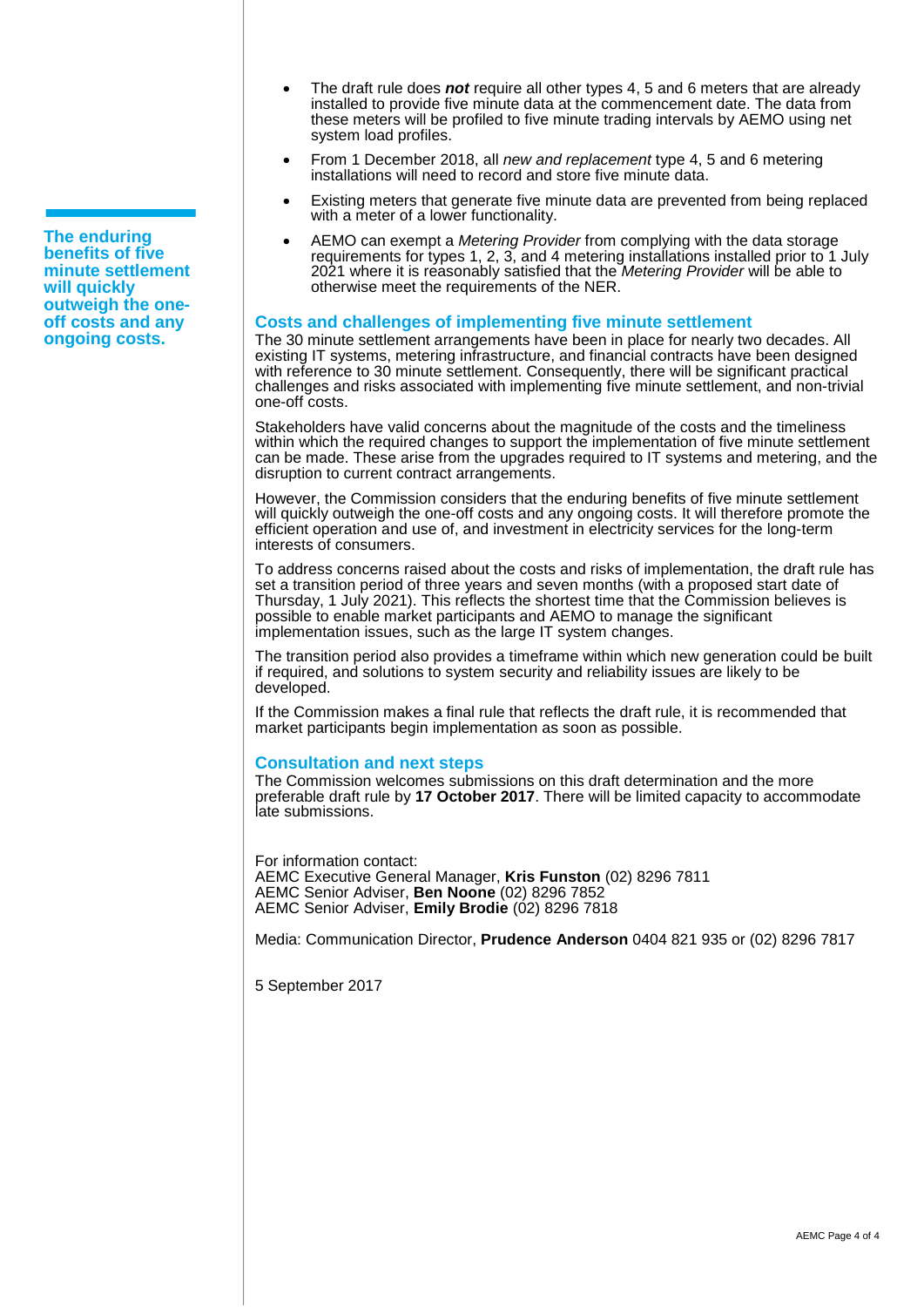- The draft rule does ***not*** require all other types 4, 5 and 6 meters that are already installed to provide five minute data at the commencement date. The data from these meters will be profiled to five minute trading intervals by AEMO using net system load profiles.
- From 1 December 2018, all *new and replacement* type 4, 5 and 6 metering installations will need to record and store five minute data.
- Existing meters that generate five minute data are prevented from being replaced with a meter of a lower functionality.
- AEMO can exempt a *Metering Provider* from complying with the data storage requirements for types 1, 2, 3, and 4 metering installations installed prior to 1 July 2021 where it is reasonably satisfied that the *Metering Provider* will be able to otherwise meet the requirements of the NER.

**The enduring benefits of five minute settlement will quickly outweigh the one-off costs and any ongoing costs.**

## Costs and challenges of implementing five minute settlement

The 30 minute settlement arrangements have been in place for nearly two decades. All existing IT systems, metering infrastructure, and financial contracts have been designed with reference to 30 minute settlement. Consequently, there will be significant practical challenges and risks associated with implementing five minute settlement, and non-trivial one-off costs.

Stakeholders have valid concerns about the magnitude of the costs and the timeliness within which the required changes to support the implementation of five minute settlement can be made. These arise from the upgrades required to IT systems and metering, and the disruption to current contract arrangements.

However, the Commission considers that the enduring benefits of five minute settlement will quickly outweigh the one-off costs and any ongoing costs. It will therefore promote the efficient operation and use of, and investment in electricity services for the long-term interests of consumers.

To address concerns raised about the costs and risks of implementation, the draft rule has set a transition period of three years and seven months (with a proposed start date of Thursday, 1 July 2021). This reflects the shortest time that the Commission believes is possible to enable market participants and AEMO to manage the significant implementation issues, such as the large IT system changes.

The transition period also provides a timeframe within which new generation could be built if required, and solutions to system security and reliability issues are likely to be developed.

If the Commission makes a final rule that reflects the draft rule, it is recommended that market participants begin implementation as soon as possible.

## Consultation and next steps

The Commission welcomes submissions on this draft determination and the more preferable draft rule by **17 October 2017**. There will be limited capacity to accommodate late submissions.

For information contact:
AEMC Executive General Manager, **Kris Funston** (02) 8296 7811
AEMC Senior Adviser, **Ben Noone** (02) 8296 7852
AEMC Senior Adviser, **Emily Brodie** (02) 8296 7818

Media: Communication Director, **Prudence Anderson** 0404 821 935 or (02) 8296 7817

5 September 2017